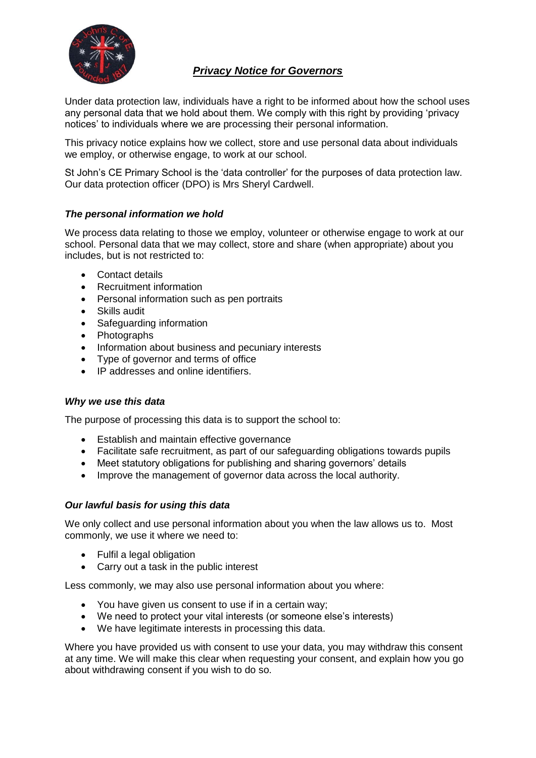# *Privacy Notice for Governors*

Under data protection law, individuals have a right to be informed about how the school uses any personal data that we hold about them. We comply with this right by providing 'privacy notices' to individuals where we are processing their personal information.

This privacy notice explains how we collect, store and use personal data about individuals we employ, or otherwise engage, to work at our school.

St John's CE Primary School is the 'data controller' for the purposes of data protection law. Our data protection officer (DPO) is Mrs Sheryl Cardwell.

### *The personal information we hold*

We process data relating to those we employ, volunteer or otherwise engage to work at our school. Personal data that we may collect, store and share (when appropriate) about you includes, but is not restricted to:

- Contact details
- Recruitment information
- Personal information such as pen portraits
- Skills audit
- Safeguarding information
- Photographs
- Information about business and pecuniary interests
- Type of governor and terms of office
- IP addresses and online identifiers.

### *Why we use this data*

The purpose of processing this data is to support the school to:

- Establish and maintain effective governance
- Facilitate safe recruitment, as part of our safeguarding obligations towards pupils
- Meet statutory obligations for publishing and sharing governors' details
- Improve the management of governor data across the local authority.

### *Our lawful basis for using this data*

We only collect and use personal information about you when the law allows us to. Most commonly, we use it where we need to:

- Fulfil a legal obligation
- Carry out a task in the public interest

Less commonly, we may also use personal information about you where:

- You have given us consent to use if in a certain way;
- We need to protect your vital interests (or someone else's interests)
- We have legitimate interests in processing this data.

Where you have provided us with consent to use your data, you may withdraw this consent at any time. We will make this clear when requesting your consent, and explain how you go about withdrawing consent if you wish to do so.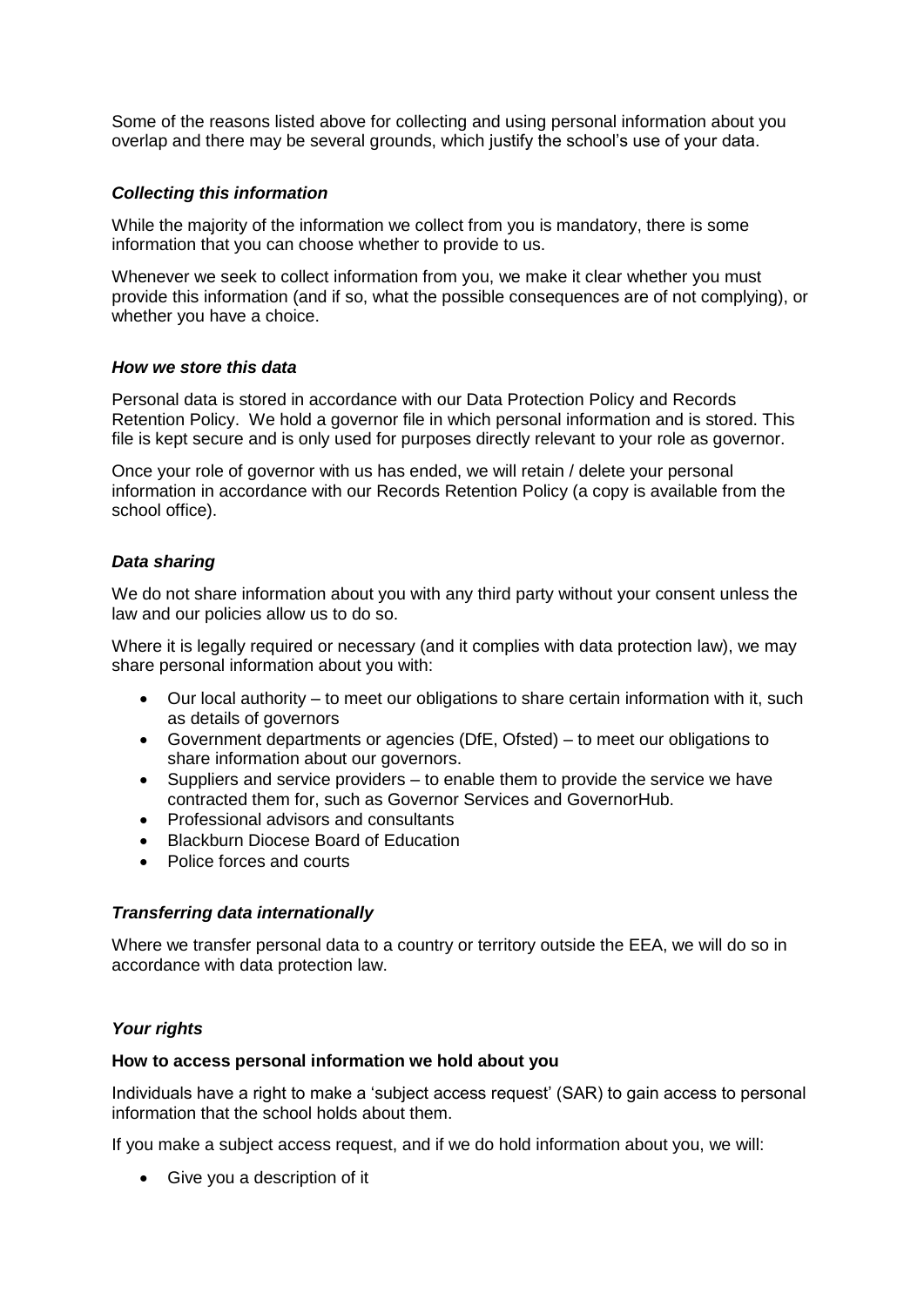Some of the reasons listed above for collecting and using personal information about you overlap and there may be several grounds, which justify the school's use of your data.

### *Collecting this information*

While the majority of the information we collect from you is mandatory, there is some information that you can choose whether to provide to us.

Whenever we seek to collect information from you, we make it clear whether you must provide this information (and if so, what the possible consequences are of not complying), or whether you have a choice.

### *How we store this data*

Personal data is stored in accordance with our Data Protection Policy and Records Retention Policy. We hold a governor file in which personal information and is stored. This file is kept secure and is only used for purposes directly relevant to your role as governor.

Once your role of governor with us has ended, we will retain / delete your personal information in accordance with our Records Retention Policy (a copy is available from the school office).

### *Data sharing*

We do not share information about you with any third party without your consent unless the law and our policies allow us to do so.

Where it is legally required or necessary (and it complies with data protection law), we may share personal information about you with:

- Our local authority – to meet our obligations to share certain information with it, such as details of governors
- Government departments or agencies (DfE, Ofsted) – to meet our obligations to share information about our governors.
- Suppliers and service providers – to enable them to provide the service we have contracted them for, such as Governor Services and GovernorHub.
- Professional advisors and consultants
- Blackburn Diocese Board of Education
- Police forces and courts

### *Transferring data internationally*

Where we transfer personal data to a country or territory outside the EEA, we will do so in accordance with data protection law.

### *Your rights*

**How to access personal information we hold about you**

Individuals have a right to make a 'subject access request' (SAR) to gain access to personal information that the school holds about them.

If you make a subject access request, and if we do hold information about you, we will:

- Give you a description of it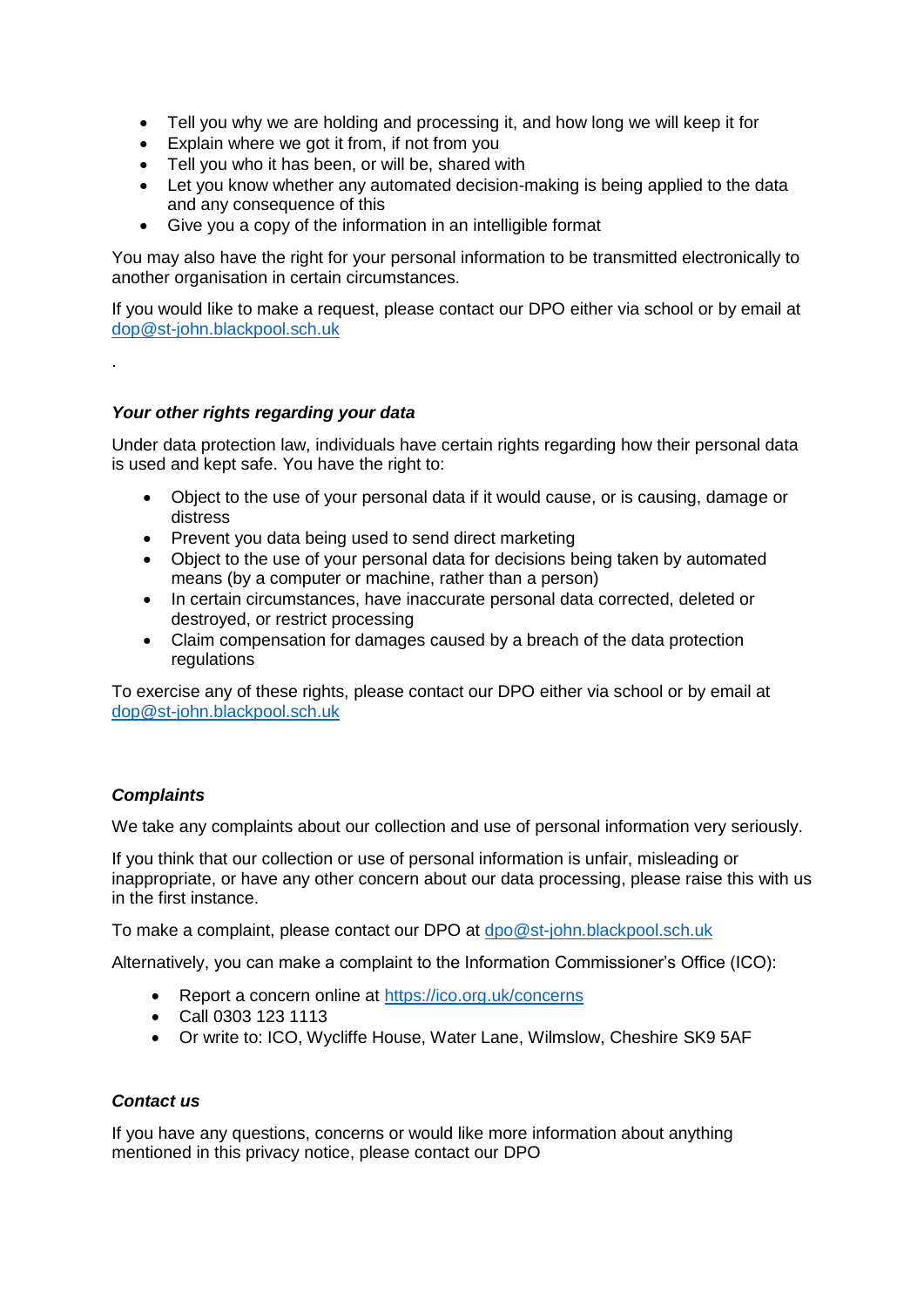- Tell you why we are holding and processing it, and how long we will keep it for
- Explain where we got it from, if not from you
- Tell you who it has been, or will be, shared with
- Let you know whether any automated decision-making is being applied to the data and any consequence of this
- Give you a copy of the information in an intelligible format

You may also have the right for your personal information to be transmitted electronically to another organisation in certain circumstances.

If you would like to make a request, please contact our DPO either via school or by email at dop@st-john.blackpool.sch.uk

.

***Your other rights regarding your data***

Under data protection law, individuals have certain rights regarding how their personal data is used and kept safe. You have the right to:

- Object to the use of your personal data if it would cause, or is causing, damage or distress
- Prevent you data being used to send direct marketing
- Object to the use of your personal data for decisions being taken by automated means (by a computer or machine, rather than a person)
- In certain circumstances, have inaccurate personal data corrected, deleted or destroyed, or restrict processing
- Claim compensation for damages caused by a breach of the data protection regulations

To exercise any of these rights, please contact our DPO either via school or by email at dop@st-john.blackpool.sch.uk

***Complaints***

We take any complaints about our collection and use of personal information very seriously.

If you think that our collection or use of personal information is unfair, misleading or inappropriate, or have any other concern about our data processing, please raise this with us in the first instance.

To make a complaint, please contact our DPO at dpo@st-john.blackpool.sch.uk

Alternatively, you can make a complaint to the Information Commissioner's Office (ICO):

- Report a concern online at https://ico.org.uk/concerns
- Call 0303 123 1113
- Or write to: ICO, Wycliffe House, Water Lane, Wilmslow, Cheshire SK9 5AF

***Contact us***

If you have any questions, concerns or would like more information about anything mentioned in this privacy notice, please contact our DPO